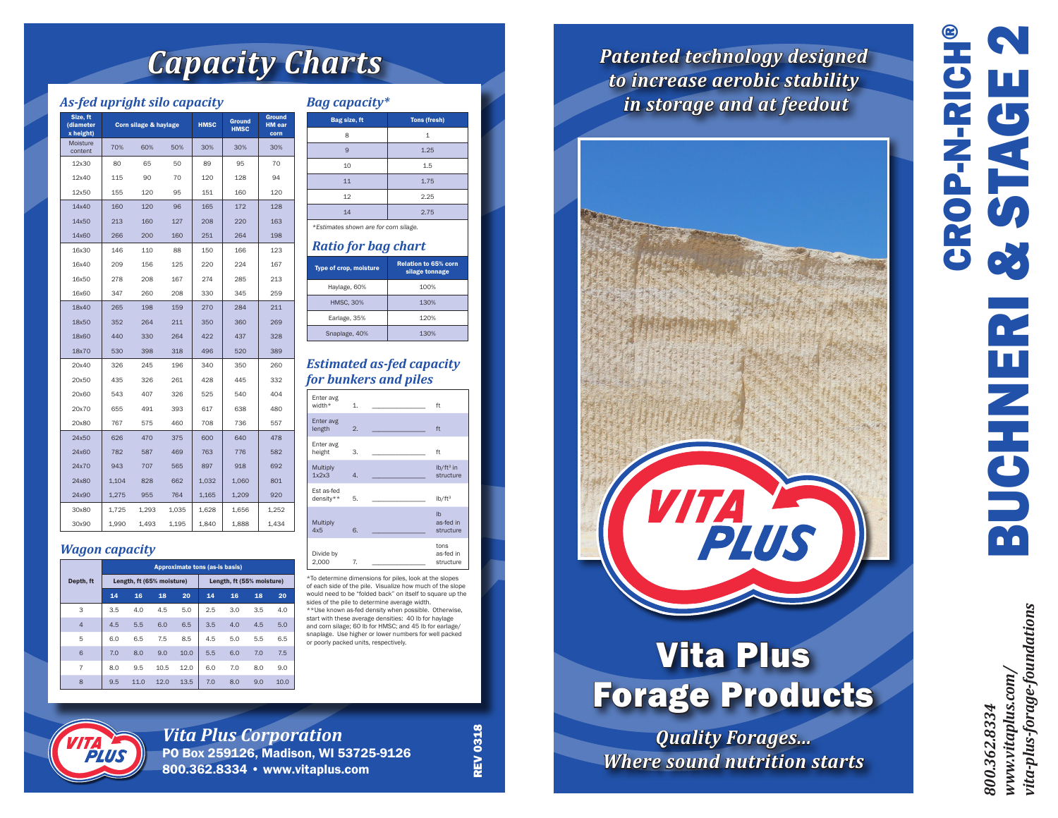# Capacity Charts

## As-fed upright silo capacity

| Size, ft (diameter x height) | Corn silage & haylage | | | HMSC | Ground HMSC | Ground HM ear corn |
|---|---|---|---|---|---|---|
| Moisture content | 70% | 60% | 50% | 30% | 30% | 30% |
| 12x30 | 80 | 65 | 50 | 89 | 95 | 70 |
| 12x40 | 115 | 90 | 70 | 120 | 128 | 94 |
| 12x50 | 155 | 120 | 95 | 151 | 160 | 120 |
| 14x40 | 160 | 120 | 96 | 165 | 172 | 128 |
| 14x50 | 213 | 160 | 127 | 208 | 220 | 163 |
| 14x60 | 266 | 200 | 160 | 251 | 264 | 198 |
| 16x30 | 146 | 110 | 88 | 150 | 166 | 123 |
| 16x40 | 209 | 156 | 125 | 220 | 224 | 167 |
| 16x50 | 278 | 208 | 167 | 274 | 285 | 213 |
| 16x60 | 347 | 260 | 208 | 330 | 345 | 259 |
| 18x40 | 265 | 198 | 159 | 270 | 284 | 211 |
| 18x50 | 352 | 264 | 211 | 350 | 360 | 269 |
| 18x60 | 440 | 330 | 264 | 422 | 437 | 328 |
| 18x70 | 530 | 398 | 318 | 496 | 520 | 389 |
| 20x40 | 326 | 245 | 196 | 340 | 350 | 260 |
| 20x50 | 435 | 326 | 261 | 428 | 445 | 332 |
| 20x60 | 543 | 407 | 326 | 525 | 540 | 404 |
| 20x70 | 655 | 491 | 393 | 617 | 638 | 480 |
| 20x80 | 767 | 575 | 460 | 708 | 736 | 557 |
| 24x50 | 626 | 470 | 375 | 600 | 640 | 478 |
| 24x60 | 782 | 587 | 469 | 763 | 776 | 582 |
| 24x70 | 943 | 707 | 565 | 897 | 918 | 692 |
| 24x80 | 1,104 | 828 | 662 | 1,032 | 1,060 | 801 |
| 24x90 | 1,275 | 955 | 764 | 1,165 | 1,209 | 920 |
| 30x80 | 1,725 | 1,293 | 1,035 | 1,628 | 1,656 | 1,252 |
| 30x90 | 1,990 | 1,493 | 1,195 | 1,840 | 1,888 | 1,434 |

## Wagon capacity

| Depth, ft | Approximate tons (as-is basis) | | | | | | | |
|---|---|---|---|---|---|---|---|---|
| | Length, ft (65% moisture) | | | | Length, ft (55% moisture) | | | |
| | 14 | 16 | 18 | 20 | 14 | 16 | 18 | 20 |
| 3 | 3.5 | 4.0 | 4.5 | 5.0 | 2.5 | 3.0 | 3.5 | 4.0 |
| 4 | 4.5 | 5.5 | 6.0 | 6.5 | 3.5 | 4.0 | 4.5 | 5.0 |
| 5 | 6.0 | 6.5 | 7.5 | 8.5 | 4.5 | 5.0 | 5.5 | 6.5 |
| 6 | 7.0 | 8.0 | 9.0 | 10.0 | 5.5 | 6.0 | 7.0 | 7.5 |
| 7 | 8.0 | 9.5 | 10.5 | 12.0 | 6.0 | 7.0 | 8.0 | 9.0 |
| 8 | 9.5 | 11.0 | 12.0 | 13.5 | 7.0 | 8.0 | 9.0 | 10.0 |

## Bag capacity*

| Bag size, ft | Tons (fresh) |
|---|---|
| 8 | 1 |
| 9 | 1.25 |
| 10 | 1.5 |
| 11 | 1.75 |
| 12 | 2.25 |
| 14 | 2.75 |

*Estimates shown are for corn silage.

## Ratio for bag chart

| Type of crop, moisture | Relation to 65% corn silage tonnage |
|---|---|
| Haylage, 60% | 100% |
| HMSC, 30% | 130% |
| Earlage, 35% | 120% |
| Snaplage, 40% | 130% |

## Estimated as-fed capacity for bunkers and piles

| | | | |
|---|---|---|---|
| Enter avg width* | 1. | ____________ | ft |
| Enter avg length | 2. | ____________ | ft |
| Enter avg height | 3. | ____________ | ft |
| Multiply 1x2x3 | 4. | ____________ | lb/ft³ in structure |
| Est as-fed density** | 5. | ____________ | lb/ft³ |
| Multiply 4x5 | 6. | ____________ | lb as-fed in structure |
| Divide by 2,000 | 7. | ____________ | tons as-fed in structure |

*To determine dimensions for piles, look at the slopes of each side of the pile. Visualize how much of the slope would need to be "folded back" on itself to square up the sides of the pile to determine average width.
**Use known as-fed density when possible. Otherwise, start with these average densities: 40 lb for haylage and corn silage; 60 lb for HMSC; and 45 lb for earlage/snaplage. Use higher or lower numbers for well packed or poorly packed units, respectively.

**Vita Plus Corporation**
PO Box 259126, Madison, WI 53725-9126
800.362.8334 • www.vitaplus.com

REV 0318

**Patented technology designed to increase aerobic stability in storage and at feedout**

# Vita Plus Forage Products

*Quality Forages... Where sound nutrition starts*

**CROP-N-RICH® BUCHNERI & STAGE 2**

*800.362.8334*
*www.vitaplus.com/vita-plus-forage-foundations*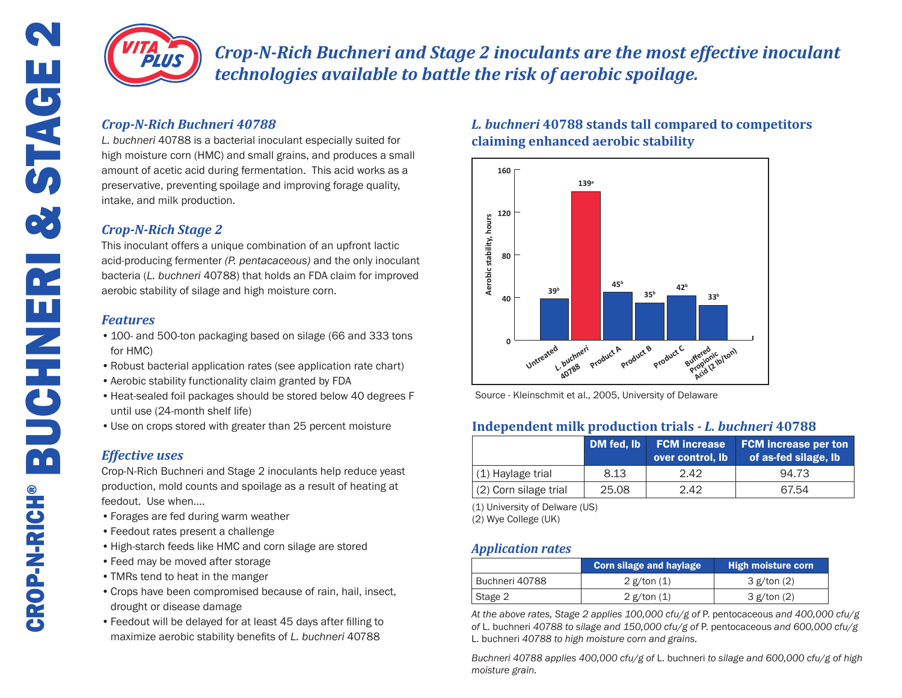# CROP-N-RICH® BUCHNERI & STAGE 2

## *Crop-N-Rich Buchneri and Stage 2 inoculants are the most effective inoculant technologies available to battle the risk of aerobic spoilage.*

### *Crop-N-Rich Buchneri 40788*

*L. buchneri* 40788 is a bacterial inoculant especially suited for high moisture corn (HMC) and small grains, and produces a small amount of acetic acid during fermentation. This acid works as a preservative, preventing spoilage and improving forage quality, intake, and milk production.

### *Crop-N-Rich Stage 2*

This inoculant offers a unique combination of an upfront lactic acid-producing fermenter *(P. pentacaceous)* and the only inoculant bacteria (*L. buchneri* 40788) that holds an FDA claim for improved aerobic stability of silage and high moisture corn.

### *Features*

- 100- and 500-ton packaging based on silage (66 and 333 tons for HMC)
- Robust bacterial application rates (see application rate chart)
- Aerobic stability functionality claim granted by FDA
- Heat-sealed foil packages should be stored below 40 degrees F until use (24-month shelf life)
- Use on crops stored with greater than 25 percent moisture

### *Effective uses*

Crop-N-Rich Buchneri and Stage 2 inoculants help reduce yeast production, mold counts and spoilage as a result of heating at feedout. Use when....

- Forages are fed during warm weather
- Feedout rates present a challenge
- High-starch feeds like HMC and corn silage are stored
- Feed may be moved after storage
- TMRs tend to heat in the manger
- Crops have been compromised because of rain, hail, insect, drought or disease damage
- Feedout will be delayed for at least 45 days after filling to maximize aerobic stability benefits of *L. buchneri* 40788

### *L. buchneri* 40788 stands tall compared to competitors claiming enhanced aerobic stability

Aerobic stability, hours

160
120
80
40
0

39[b] Untreated
139[a] L. buchneri 40788
45[b] Product A
35[b] Product B
42[b] Product C
33[b] Buffered Propionic Acid (2 lb/ton)

Source - Kleinschmit et al., 2005, University of Delaware

### Independent milk production trials - *L. buchneri* 40788

| | DM fed, lb | FCM increase over control, lb | FCM increase per ton of as-fed silage, lb |
|---|---|---|---|
| (1) Haylage trial | 8.13 | 2.42 | 94.73 |
| (2) Corn silage trial | 25.08 | 2.42 | 67.54 |

(1) University of Delware (US)
(2) Wye College (UK)

### *Application rates*

| | Corn silage and haylage | High moisture corn |
|---|---|---|
| Buchneri 40788 | 2 g/ton (1) | 3 g/ton (2) |
| Stage 2 | 2 g/ton (1) | 3 g/ton (2) |

*At the above rates, Stage 2 applies 100,000 cfu/g of* P. pentocaceous *and 400,000 cfu/g of* L. buchneri *40788 to silage and 150,000 cfu/g of* P. pentocaceous *and 600,000 cfu/g* L. buchneri *40788 to high moisture corn and grains.*

*Buchneri 40788 applies 400,000 cfu/g of* L. buchneri *to silage and 600,000 cfu/g of high moisture grain.*